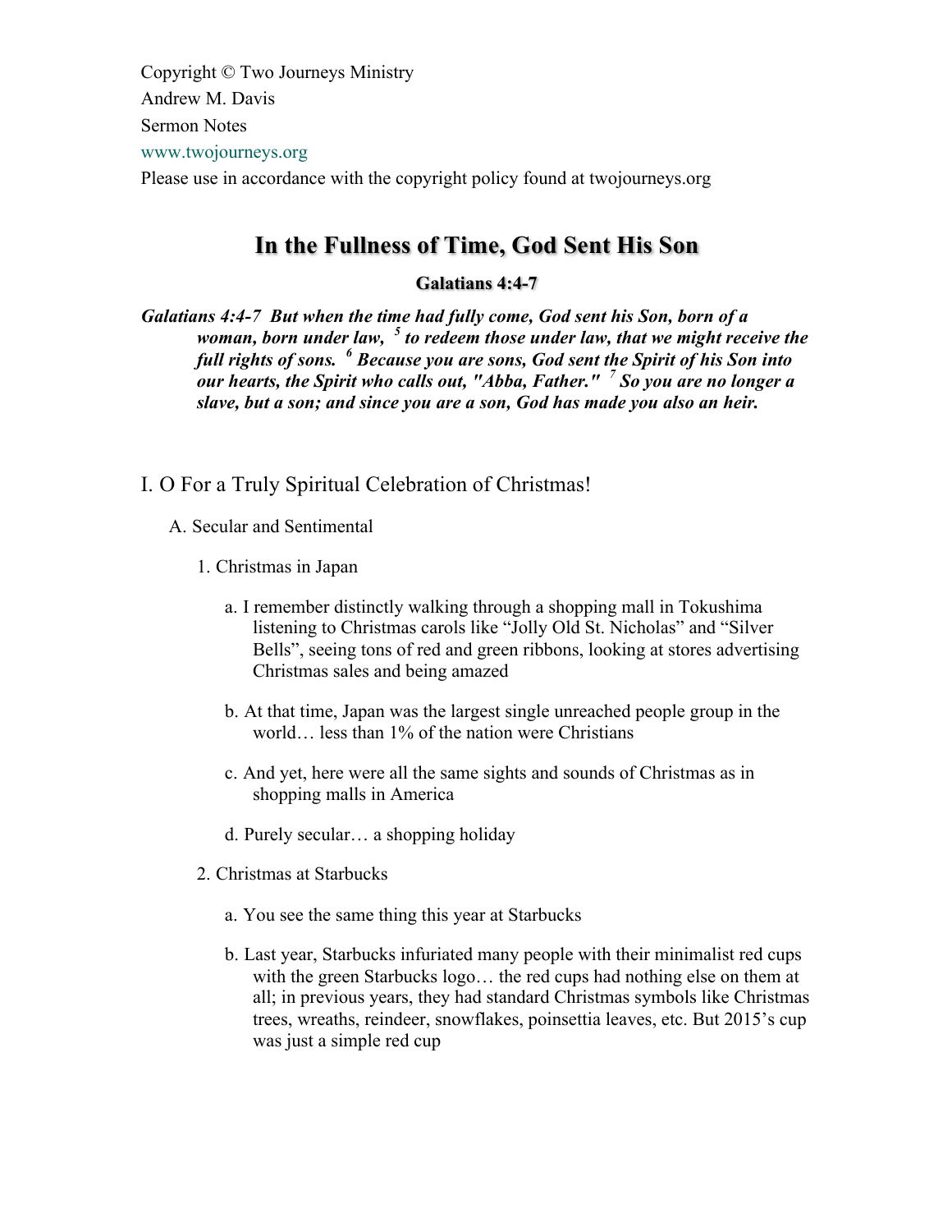Copyright © Two Journeys Ministry

Andrew M. Davis

Sermon Notes

www.twojourneys.org

Please use in accordance with the copyright policy found at twojourneys.org

# In the Fullness of Time, God Sent His Son

### Galatians 4:4-7

***Galatians 4:4-7 But when the time had fully come, God sent his Son, born of a woman, born under law, [5] to redeem those under law, that we might receive the full rights of sons. [6] Because you are sons, God sent the Spirit of his Son into our hearts, the Spirit who calls out, "Abba, Father." [7] So you are no longer a slave, but a son; and since you are a son, God has made you also an heir.***

## I. O For a Truly Spiritual Celebration of Christmas!

A. Secular and Sentimental

1. Christmas in Japan

a. I remember distinctly walking through a shopping mall in Tokushima listening to Christmas carols like "Jolly Old St. Nicholas" and "Silver Bells", seeing tons of red and green ribbons, looking at stores advertising Christmas sales and being amazed

b. At that time, Japan was the largest single unreached people group in the world… less than 1% of the nation were Christians

c. And yet, here were all the same sights and sounds of Christmas as in shopping malls in America

d. Purely secular… a shopping holiday

2. Christmas at Starbucks

a. You see the same thing this year at Starbucks

b. Last year, Starbucks infuriated many people with their minimalist red cups with the green Starbucks logo… the red cups had nothing else on them at all; in previous years, they had standard Christmas symbols like Christmas trees, wreaths, reindeer, snowflakes, poinsettia leaves, etc. But 2015's cup was just a simple red cup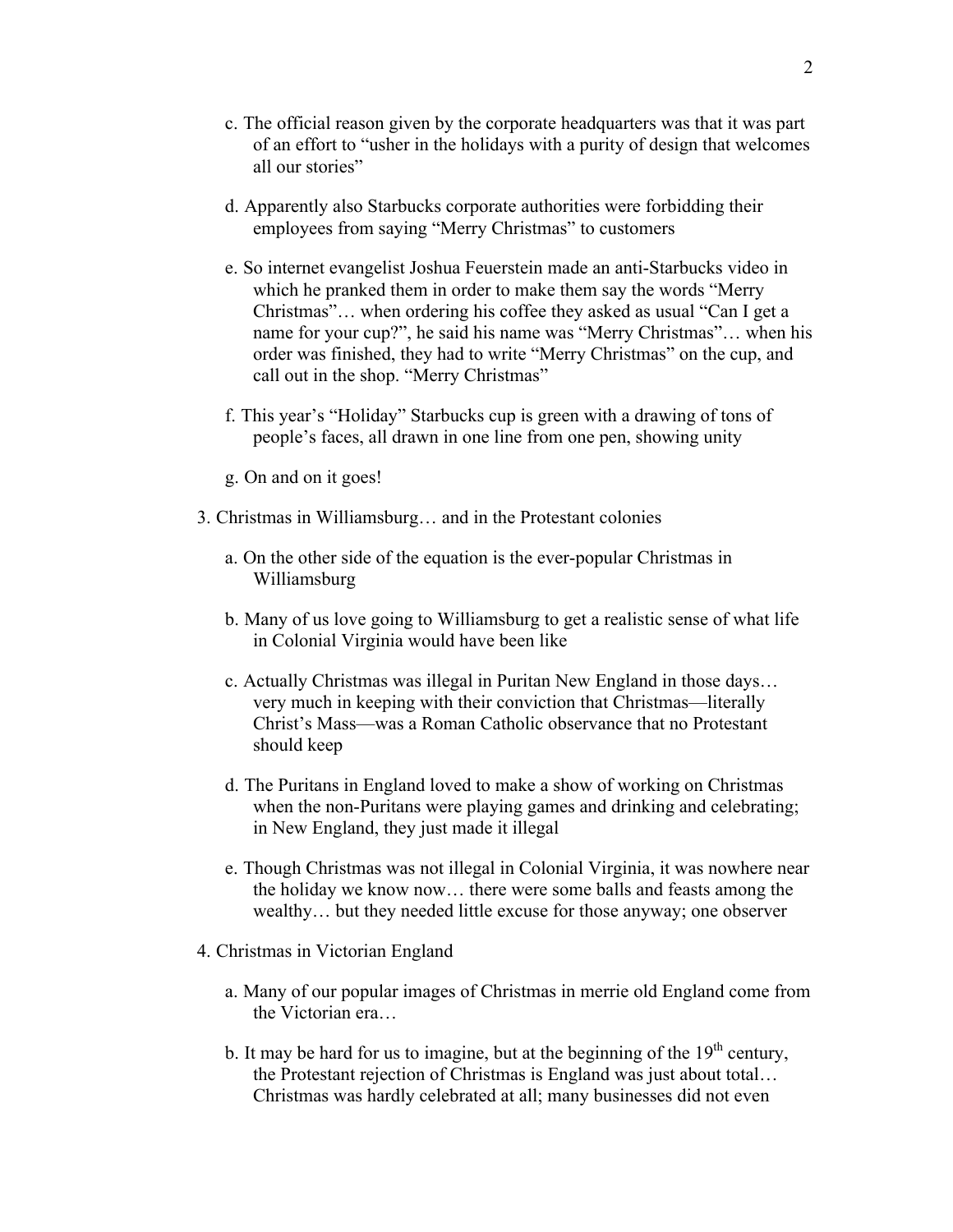c. The official reason given by the corporate headquarters was that it was part of an effort to "usher in the holidays with a purity of design that welcomes all our stories"

d. Apparently also Starbucks corporate authorities were forbidding their employees from saying "Merry Christmas" to customers

e. So internet evangelist Joshua Feuerstein made an anti-Starbucks video in which he pranked them in order to make them say the words "Merry Christmas"… when ordering his coffee they asked as usual "Can I get a name for your cup?", he said his name was "Merry Christmas"… when his order was finished, they had to write "Merry Christmas" on the cup, and call out in the shop. "Merry Christmas"

f. This year's "Holiday" Starbucks cup is green with a drawing of tons of people's faces, all drawn in one line from one pen, showing unity

g. On and on it goes!

3. Christmas in Williamsburg… and in the Protestant colonies

a. On the other side of the equation is the ever-popular Christmas in Williamsburg

b. Many of us love going to Williamsburg to get a realistic sense of what life in Colonial Virginia would have been like

c. Actually Christmas was illegal in Puritan New England in those days… very much in keeping with their conviction that Christmas—literally Christ's Mass—was a Roman Catholic observance that no Protestant should keep

d. The Puritans in England loved to make a show of working on Christmas when the non-Puritans were playing games and drinking and celebrating; in New England, they just made it illegal

e. Though Christmas was not illegal in Colonial Virginia, it was nowhere near the holiday we know now… there were some balls and feasts among the wealthy… but they needed little excuse for those anyway; one observer

4. Christmas in Victorian England

a. Many of our popular images of Christmas in merrie old England come from the Victorian era…

b. It may be hard for us to imagine, but at the beginning of the 19th century, the Protestant rejection of Christmas is England was just about total… Christmas was hardly celebrated at all; many businesses did not even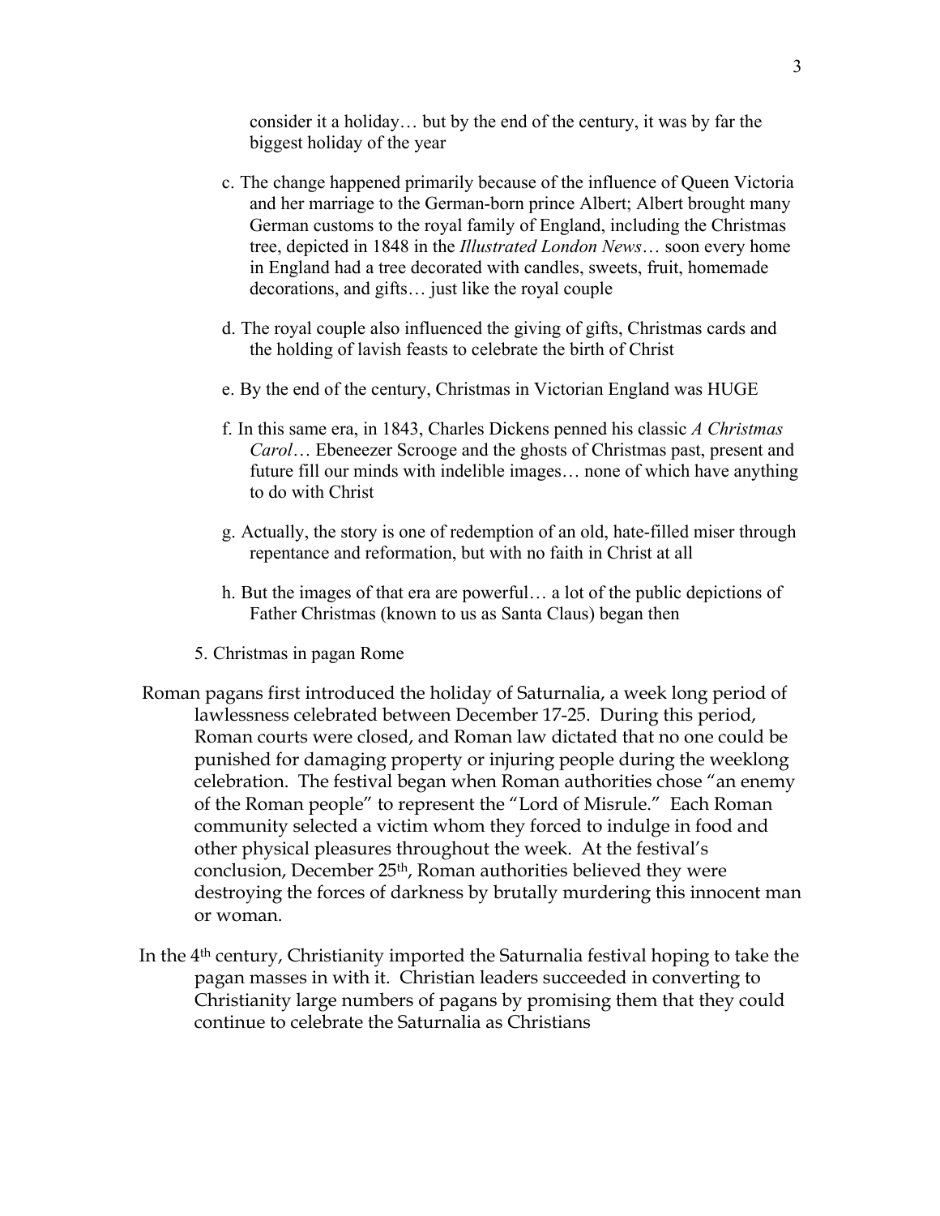consider it a holiday… but by the end of the century, it was by far the biggest holiday of the year

c. The change happened primarily because of the influence of Queen Victoria and her marriage to the German-born prince Albert; Albert brought many German customs to the royal family of England, including the Christmas tree, depicted in 1848 in the *Illustrated London News*… soon every home in England had a tree decorated with candles, sweets, fruit, homemade decorations, and gifts… just like the royal couple

d. The royal couple also influenced the giving of gifts, Christmas cards and the holding of lavish feasts to celebrate the birth of Christ

e. By the end of the century, Christmas in Victorian England was HUGE

f. In this same era, in 1843, Charles Dickens penned his classic *A Christmas Carol*… Ebeneezer Scrooge and the ghosts of Christmas past, present and future fill our minds with indelible images… none of which have anything to do with Christ

g. Actually, the story is one of redemption of an old, hate-filled miser through repentance and reformation, but with no faith in Christ at all

h. But the images of that era are powerful… a lot of the public depictions of Father Christmas (known to us as Santa Claus) began then

5. Christmas in pagan Rome

Roman pagans first introduced the holiday of Saturnalia, a week long period of lawlessness celebrated between December 17-25. During this period, Roman courts were closed, and Roman law dictated that no one could be punished for damaging property or injuring people during the weeklong celebration. The festival began when Roman authorities chose "an enemy of the Roman people" to represent the "Lord of Misrule." Each Roman community selected a victim whom they forced to indulge in food and other physical pleasures throughout the week. At the festival's conclusion, December 25th, Roman authorities believed they were destroying the forces of darkness by brutally murdering this innocent man or woman.

In the 4th century, Christianity imported the Saturnalia festival hoping to take the pagan masses in with it. Christian leaders succeeded in converting to Christianity large numbers of pagans by promising them that they could continue to celebrate the Saturnalia as Christians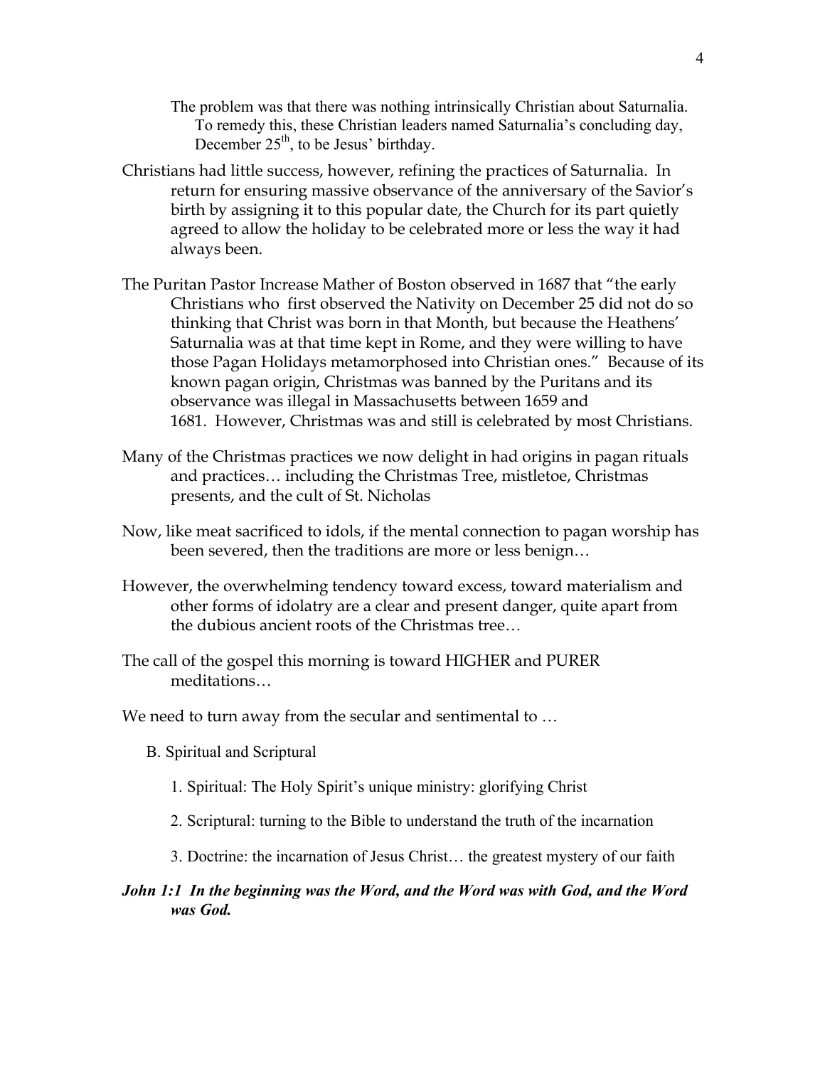The problem was that there was nothing intrinsically Christian about Saturnalia. To remedy this, these Christian leaders named Saturnalia's concluding day, December 25th, to be Jesus' birthday.

Christians had little success, however, refining the practices of Saturnalia. In return for ensuring massive observance of the anniversary of the Savior's birth by assigning it to this popular date, the Church for its part quietly agreed to allow the holiday to be celebrated more or less the way it had always been.

The Puritan Pastor Increase Mather of Boston observed in 1687 that "the early Christians who first observed the Nativity on December 25 did not do so thinking that Christ was born in that Month, but because the Heathens' Saturnalia was at that time kept in Rome, and they were willing to have those Pagan Holidays metamorphosed into Christian ones." Because of its known pagan origin, Christmas was banned by the Puritans and its observance was illegal in Massachusetts between 1659 and 1681. However, Christmas was and still is celebrated by most Christians.

Many of the Christmas practices we now delight in had origins in pagan rituals and practices… including the Christmas Tree, mistletoe, Christmas presents, and the cult of St. Nicholas

Now, like meat sacrificed to idols, if the mental connection to pagan worship has been severed, then the traditions are more or less benign…

However, the overwhelming tendency toward excess, toward materialism and other forms of idolatry are a clear and present danger, quite apart from the dubious ancient roots of the Christmas tree…

The call of the gospel this morning is toward HIGHER and PURER meditations…

We need to turn away from the secular and sentimental to …

B. Spiritual and Scriptural

1. Spiritual: The Holy Spirit's unique ministry: glorifying Christ

2. Scriptural: turning to the Bible to understand the truth of the incarnation

3. Doctrine: the incarnation of Jesus Christ… the greatest mystery of our faith

***John 1:1 In the beginning was the Word, and the Word was with God, and the Word was God.***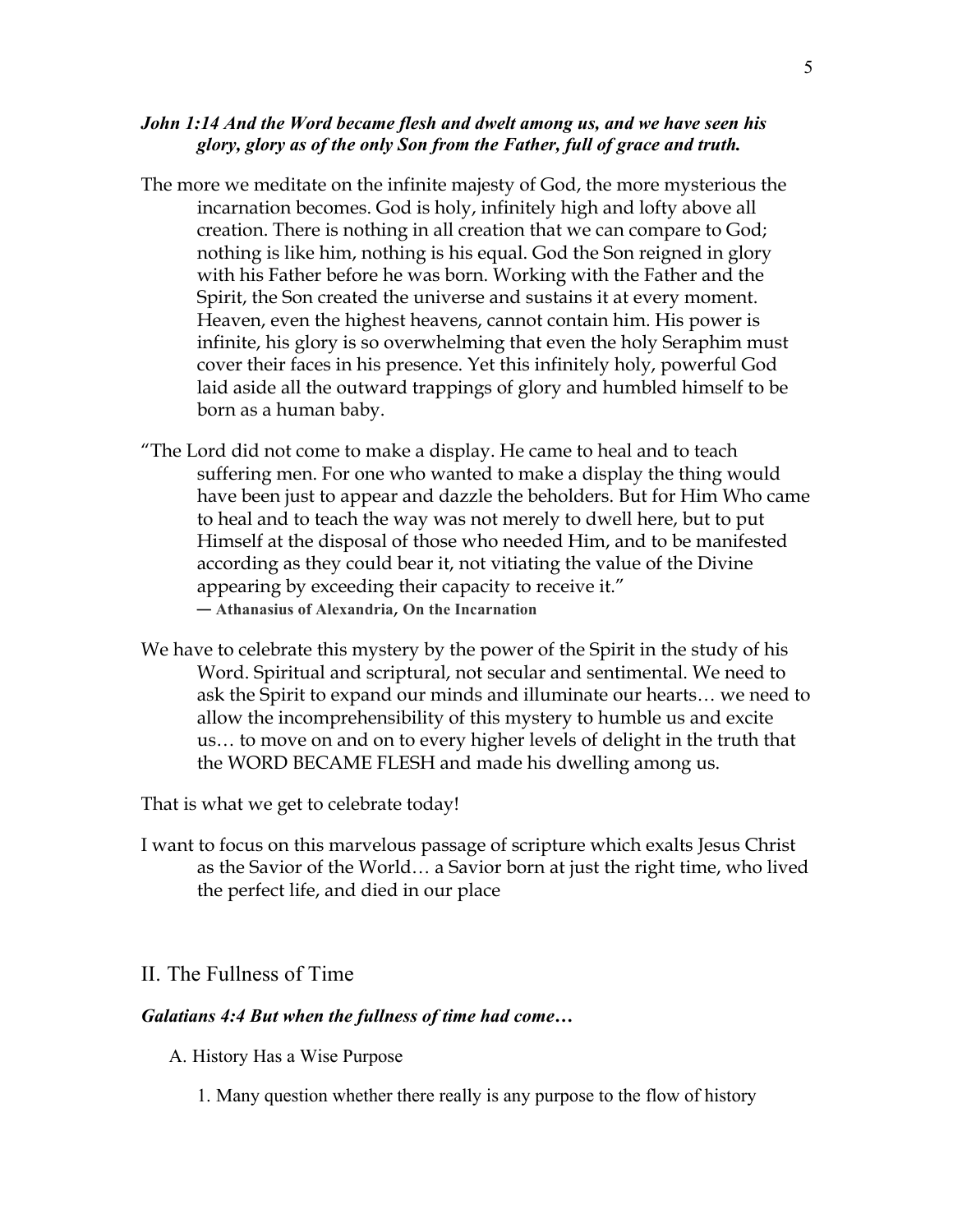***John 1:14 And the Word became flesh and dwelt among us, and we have seen his glory, glory as of the only Son from the Father, full of grace and truth.***

The more we meditate on the infinite majesty of God, the more mysterious the incarnation becomes. God is holy, infinitely high and lofty above all creation. There is nothing in all creation that we can compare to God; nothing is like him, nothing is his equal. God the Son reigned in glory with his Father before he was born. Working with the Father and the Spirit, the Son created the universe and sustains it at every moment. Heaven, even the highest heavens, cannot contain him. His power is infinite, his glory is so overwhelming that even the holy Seraphim must cover their faces in his presence. Yet this infinitely holy, powerful God laid aside all the outward trappings of glory and humbled himself to be born as a human baby.

"The Lord did not come to make a display. He came to heal and to teach suffering men. For one who wanted to make a display the thing would have been just to appear and dazzle the beholders. But for Him Who came to heal and to teach the way was not merely to dwell here, but to put Himself at the disposal of those who needed Him, and to be manifested according as they could bear it, not vitiating the value of the Divine appearing by exceeding their capacity to receive it."
**― Athanasius of Alexandria, On the Incarnation**

We have to celebrate this mystery by the power of the Spirit in the study of his Word. Spiritual and scriptural, not secular and sentimental. We need to ask the Spirit to expand our minds and illuminate our hearts… we need to allow the incomprehensibility of this mystery to humble us and excite us… to move on and on to every higher levels of delight in the truth that the WORD BECAME FLESH and made his dwelling among us.

That is what we get to celebrate today!

I want to focus on this marvelous passage of scripture which exalts Jesus Christ as the Savior of the World… a Savior born at just the right time, who lived the perfect life, and died in our place

## II. The Fullness of Time

***Galatians 4:4 But when the fullness of time had come…***

A. History Has a Wise Purpose

1. Many question whether there really is any purpose to the flow of history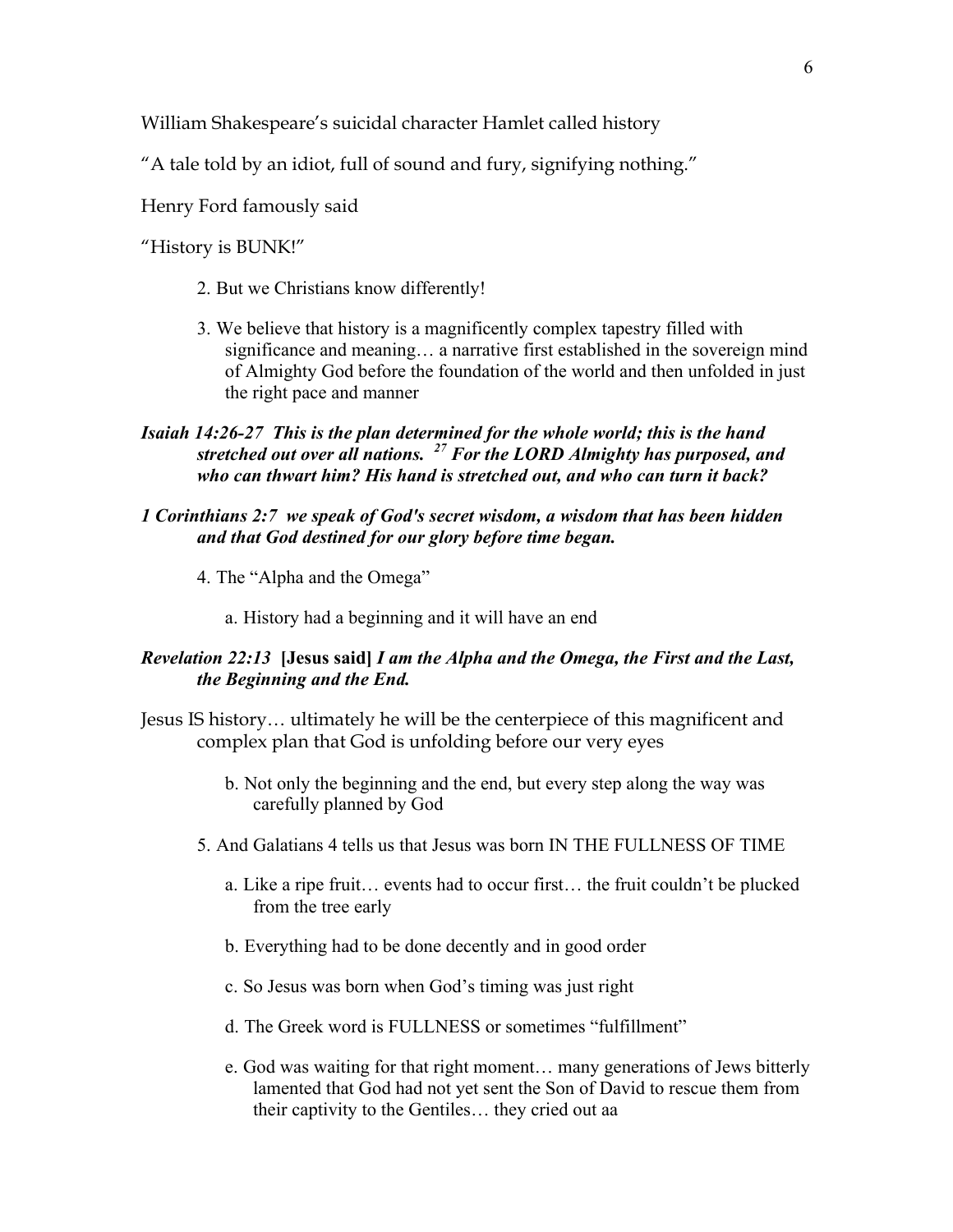William Shakespeare's suicidal character Hamlet called history

"A tale told by an idiot, full of sound and fury, signifying nothing."

Henry Ford famously said

"History is BUNK!"

2. But we Christians know differently!

3. We believe that history is a magnificently complex tapestry filled with significance and meaning… a narrative first established in the sovereign mind of Almighty God before the foundation of the world and then unfolded in just the right pace and manner

***Isaiah 14:26-27 This is the plan determined for the whole world; this is the hand stretched out over all nations. [27] For the LORD Almighty has purposed, and who can thwart him? His hand is stretched out, and who can turn it back?***

***1 Corinthians 2:7 we speak of God's secret wisdom, a wisdom that has been hidden and that God destined for our glory before time began.***

4. The "Alpha and the Omega"

a. History had a beginning and it will have an end

***Revelation 22:13* [Jesus said] *I am the Alpha and the Omega, the First and the Last, the Beginning and the End.***

Jesus IS history… ultimately he will be the centerpiece of this magnificent and complex plan that God is unfolding before our very eyes

b. Not only the beginning and the end, but every step along the way was carefully planned by God

5. And Galatians 4 tells us that Jesus was born IN THE FULLNESS OF TIME

a. Like a ripe fruit… events had to occur first… the fruit couldn't be plucked from the tree early

b. Everything had to be done decently and in good order

c. So Jesus was born when God's timing was just right

d. The Greek word is FULLNESS or sometimes "fulfillment"

e. God was waiting for that right moment… many generations of Jews bitterly lamented that God had not yet sent the Son of David to rescue them from their captivity to the Gentiles… they cried out aa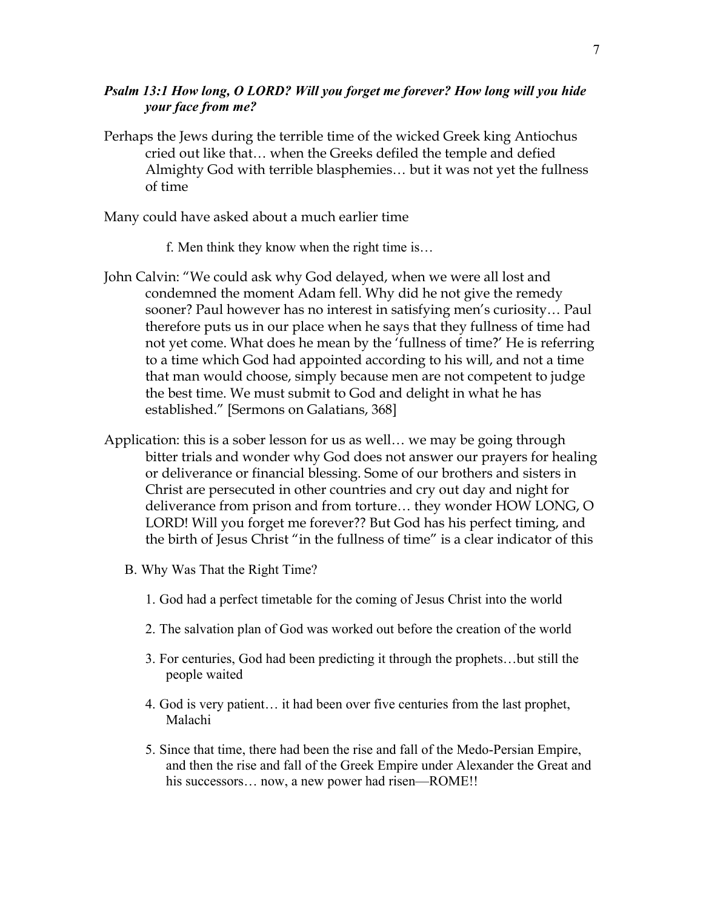***Psalm 13:1 How long, O LORD? Will you forget me forever? How long will you hide your face from me?***

Perhaps the Jews during the terrible time of the wicked Greek king Antiochus cried out like that… when the Greeks defiled the temple and defied Almighty God with terrible blasphemies… but it was not yet the fullness of time

Many could have asked about a much earlier time

f. Men think they know when the right time is…

John Calvin: "We could ask why God delayed, when we were all lost and condemned the moment Adam fell. Why did he not give the remedy sooner? Paul however has no interest in satisfying men's curiosity… Paul therefore puts us in our place when he says that they fullness of time had not yet come. What does he mean by the 'fullness of time?' He is referring to a time which God had appointed according to his will, and not a time that man would choose, simply because men are not competent to judge the best time. We must submit to God and delight in what he has established." [Sermons on Galatians, 368]

Application: this is a sober lesson for us as well… we may be going through bitter trials and wonder why God does not answer our prayers for healing or deliverance or financial blessing. Some of our brothers and sisters in Christ are persecuted in other countries and cry out day and night for deliverance from prison and from torture… they wonder HOW LONG, O LORD! Will you forget me forever?? But God has his perfect timing, and the birth of Jesus Christ "in the fullness of time" is a clear indicator of this

B. Why Was That the Right Time?

1. God had a perfect timetable for the coming of Jesus Christ into the world
2. The salvation plan of God was worked out before the creation of the world
3. For centuries, God had been predicting it through the prophets…but still the people waited
4. God is very patient… it had been over five centuries from the last prophet, Malachi
5. Since that time, there had been the rise and fall of the Medo-Persian Empire, and then the rise and fall of the Greek Empire under Alexander the Great and his successors… now, a new power had risen—ROME!!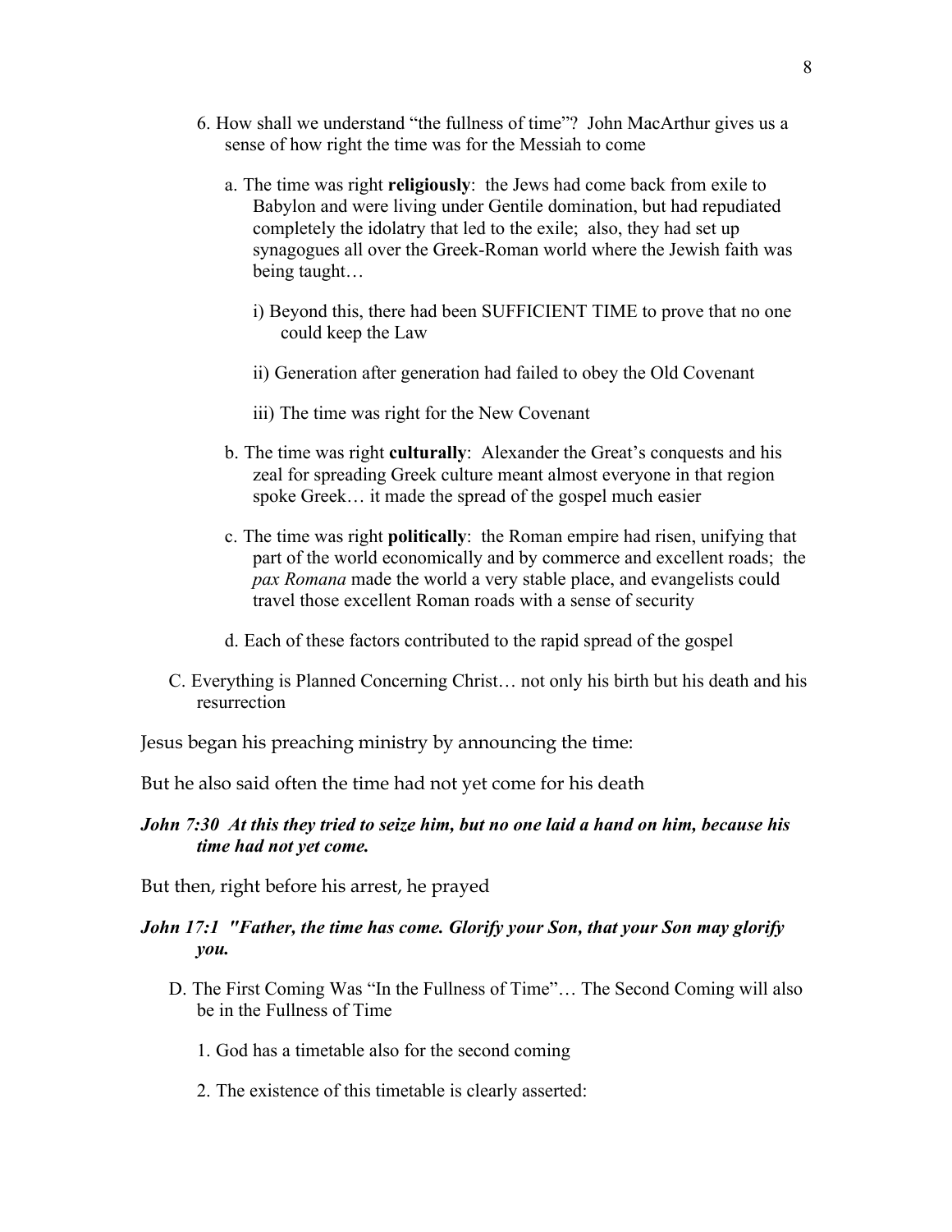6. How shall we understand "the fullness of time"? John MacArthur gives us a sense of how right the time was for the Messiah to come

   a. The time was right **religiously**: the Jews had come back from exile to Babylon and were living under Gentile domination, but had repudiated completely the idolatry that led to the exile; also, they had set up synagogues all over the Greek-Roman world where the Jewish faith was being taught…

      i) Beyond this, there had been SUFFICIENT TIME to prove that no one could keep the Law

      ii) Generation after generation had failed to obey the Old Covenant

      iii) The time was right for the New Covenant

   b. The time was right **culturally**: Alexander the Great's conquests and his zeal for spreading Greek culture meant almost everyone in that region spoke Greek… it made the spread of the gospel much easier

   c. The time was right **politically**: the Roman empire had risen, unifying that part of the world economically and by commerce and excellent roads; the *pax Romana* made the world a very stable place, and evangelists could travel those excellent Roman roads with a sense of security

   d. Each of these factors contributed to the rapid spread of the gospel

C. Everything is Planned Concerning Christ… not only his birth but his death and his resurrection

Jesus began his preaching ministry by announcing the time:

But he also said often the time had not yet come for his death

***John 7:30 At this they tried to seize him, but no one laid a hand on him, because his time had not yet come.***

But then, right before his arrest, he prayed

***John 17:1 "Father, the time has come. Glorify your Son, that your Son may glorify you.***

D. The First Coming Was "In the Fullness of Time"… The Second Coming will also be in the Fullness of Time

   1. God has a timetable also for the second coming

   2. The existence of this timetable is clearly asserted: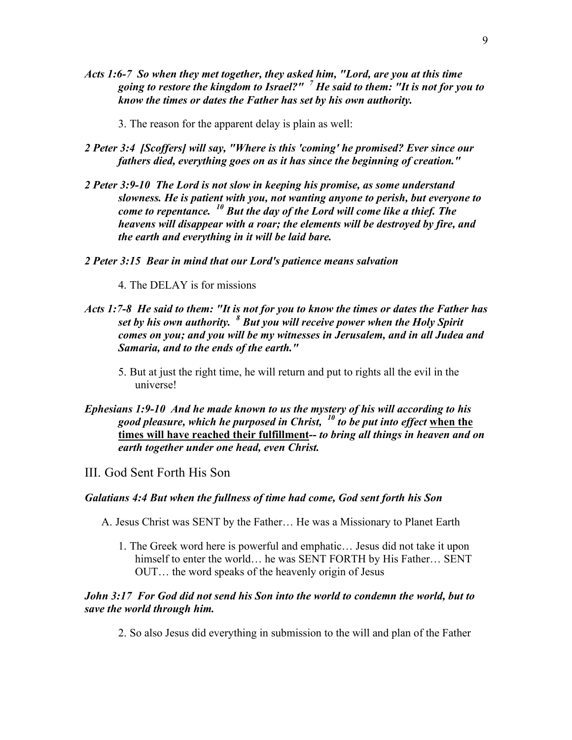***Acts 1:6-7 So when they met together, they asked him, "Lord, are you at this time going to restore the kingdom to Israel?" [7] He said to them: "It is not for you to know the times or dates the Father has set by his own authority.***

3. The reason for the apparent delay is plain as well:

***2 Peter 3:4 [Scoffers] will say, "Where is this 'coming' he promised? Ever since our fathers died, everything goes on as it has since the beginning of creation."***

***2 Peter 3:9-10 The Lord is not slow in keeping his promise, as some understand slowness. He is patient with you, not wanting anyone to perish, but everyone to come to repentance. [10] But the day of the Lord will come like a thief. The heavens will disappear with a roar; the elements will be destroyed by fire, and the earth and everything in it will be laid bare.***

***2 Peter 3:15 Bear in mind that our Lord's patience means salvation***

4. The DELAY is for missions

***Acts 1:7-8 He said to them: "It is not for you to know the times or dates the Father has set by his own authority. [8] But you will receive power when the Holy Spirit comes on you; and you will be my witnesses in Jerusalem, and in all Judea and Samaria, and to the ends of the earth."***

5. But at just the right time, he will return and put to rights all the evil in the universe!

***Ephesians 1:9-10 And he made known to us the mystery of his will according to his good pleasure, which he purposed in Christ, [10] to be put into effect* <u>**when the times will have reached their fulfillment**</u>**--** *to bring all things in heaven and on earth together under one head, even Christ.***

## III. God Sent Forth His Son

***Galatians 4:4 But when the fullness of time had come, God sent forth his Son***

A. Jesus Christ was SENT by the Father… He was a Missionary to Planet Earth

1. The Greek word here is powerful and emphatic… Jesus did not take it upon himself to enter the world… he was SENT FORTH by His Father… SENT OUT… the word speaks of the heavenly origin of Jesus

***John 3:17 For God did not send his Son into the world to condemn the world, but to save the world through him.***

2. So also Jesus did everything in submission to the will and plan of the Father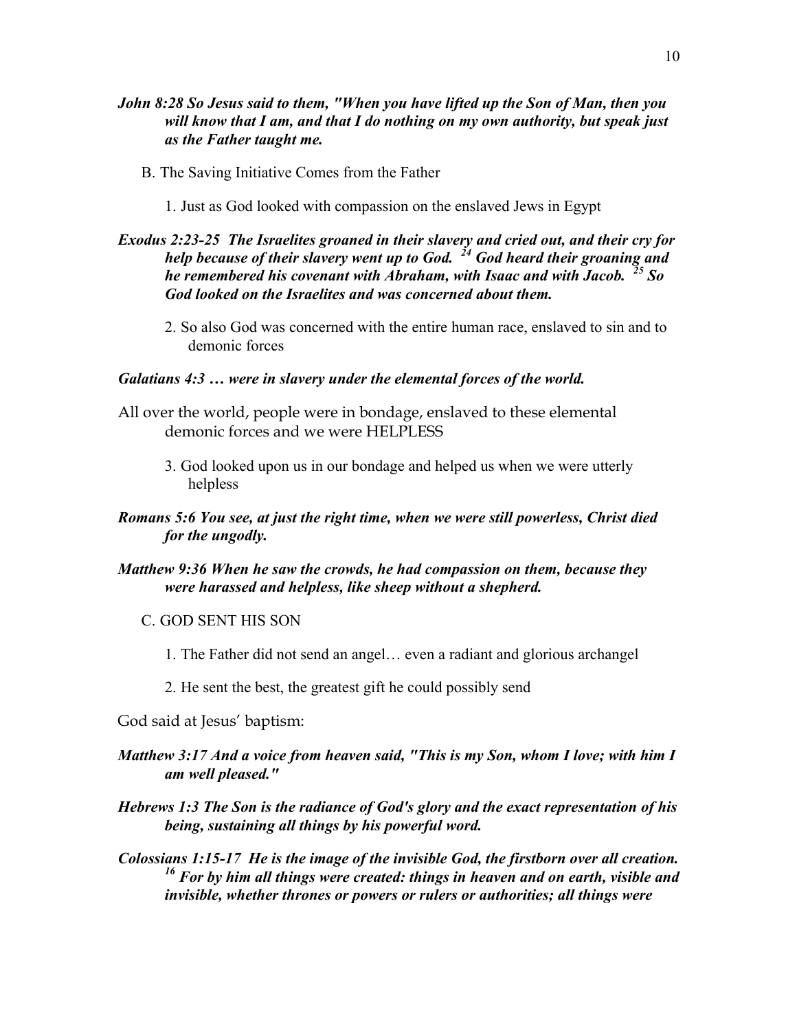***John 8:28 So Jesus said to them, "When you have lifted up the Son of Man, then you will know that I am, and that I do nothing on my own authority, but speak just as the Father taught me.***

B. The Saving Initiative Comes from the Father

1. Just as God looked with compassion on the enslaved Jews in Egypt

***Exodus 2:23-25 The Israelites groaned in their slavery and cried out, and their cry for help because of their slavery went up to God. [24] God heard their groaning and he remembered his covenant with Abraham, with Isaac and with Jacob. [25] So God looked on the Israelites and was concerned about them.***

2. So also God was concerned with the entire human race, enslaved to sin and to demonic forces

***Galatians 4:3 … were in slavery under the elemental forces of the world.***

All over the world, people were in bondage, enslaved to these elemental demonic forces and we were HELPLESS

3. God looked upon us in our bondage and helped us when we were utterly helpless

***Romans 5:6 You see, at just the right time, when we were still powerless, Christ died for the ungodly.***

***Matthew 9:36 When he saw the crowds, he had compassion on them, because they were harassed and helpless, like sheep without a shepherd.***

C. GOD SENT HIS SON

1. The Father did not send an angel… even a radiant and glorious archangel

2. He sent the best, the greatest gift he could possibly send

God said at Jesus' baptism:

***Matthew 3:17 And a voice from heaven said, "This is my Son, whom I love; with him I am well pleased."***

***Hebrews 1:3 The Son is the radiance of God's glory and the exact representation of his being, sustaining all things by his powerful word.***

***Colossians 1:15-17 He is the image of the invisible God, the firstborn over all creation. [16] For by him all things were created: things in heaven and on earth, visible and invisible, whether thrones or powers or rulers or authorities; all things were***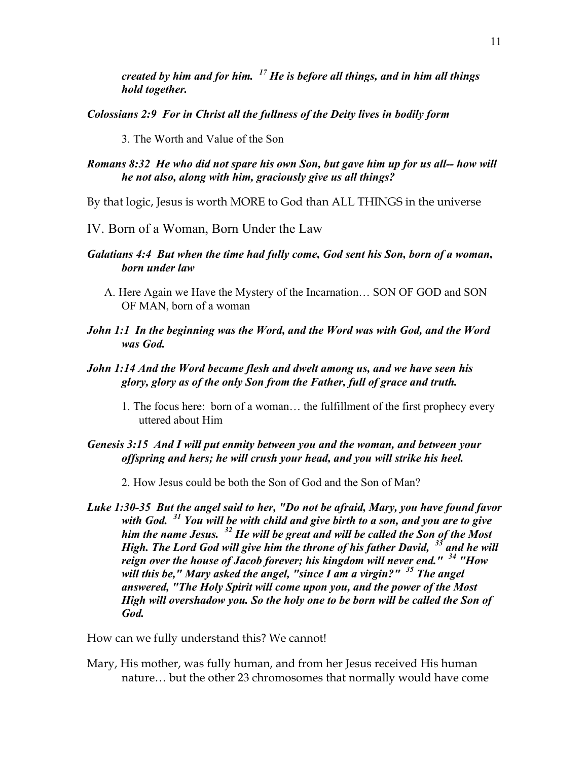***created by him and for him. [17] He is before all things, and in him all things hold together.***

***Colossians 2:9 For in Christ all the fullness of the Deity lives in bodily form***

3. The Worth and Value of the Son

***Romans 8:32 He who did not spare his own Son, but gave him up for us all-- how will he not also, along with him, graciously give us all things?***

By that logic, Jesus is worth MORE to God than ALL THINGS in the universe

## IV. Born of a Woman, Born Under the Law

***Galatians 4:4 But when the time had fully come, God sent his Son, born of a woman, born under law***

A. Here Again we Have the Mystery of the Incarnation… SON OF GOD and SON OF MAN, born of a woman

***John 1:1 In the beginning was the Word, and the Word was with God, and the Word was God.***

***John 1:14 And the Word became flesh and dwelt among us, and we have seen his glory, glory as of the only Son from the Father, full of grace and truth.***

1. The focus here: born of a woman… the fulfillment of the first prophecy every uttered about Him

***Genesis 3:15 And I will put enmity between you and the woman, and between your offspring and hers; he will crush your head, and you will strike his heel.***

2. How Jesus could be both the Son of God and the Son of Man?

***Luke 1:30-35 But the angel said to her, "Do not be afraid, Mary, you have found favor with God. [31] You will be with child and give birth to a son, and you are to give him the name Jesus. [32] He will be great and will be called the Son of the Most High. The Lord God will give him the throne of his father David, [33] and he will reign over the house of Jacob forever; his kingdom will never end." [34] "How will this be," Mary asked the angel, "since I am a virgin?" [35] The angel answered, "The Holy Spirit will come upon you, and the power of the Most High will overshadow you. So the holy one to be born will be called the Son of God.***

How can we fully understand this? We cannot!

Mary, His mother, was fully human, and from her Jesus received His human nature… but the other 23 chromosomes that normally would have come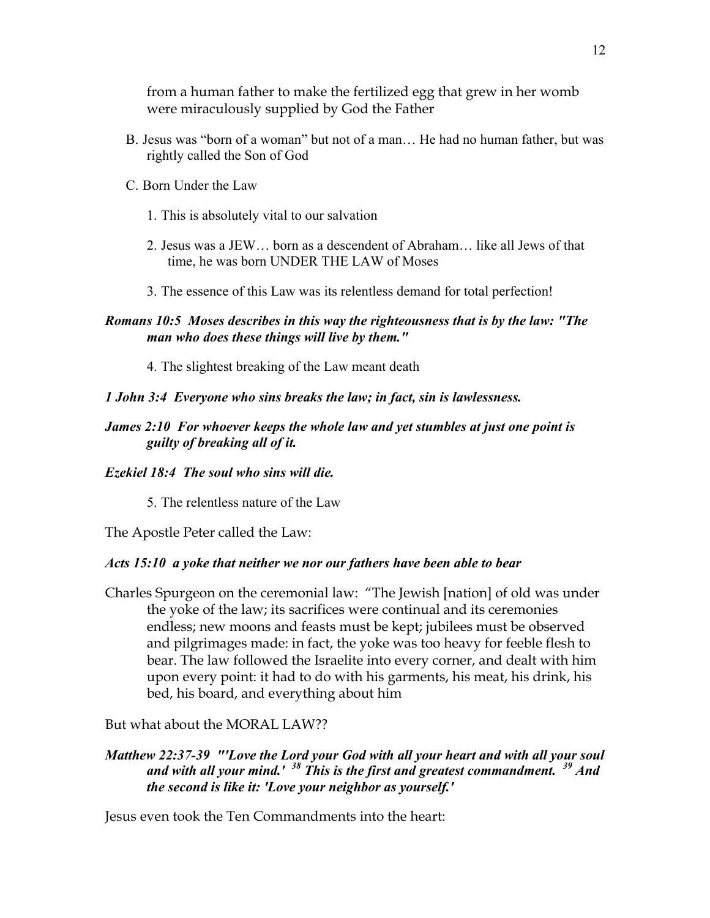from a human father to make the fertilized egg that grew in her womb were miraculously supplied by God the Father

B. Jesus was "born of a woman" but not of a man… He had no human father, but was rightly called the Son of God

C. Born Under the Law

1. This is absolutely vital to our salvation

2. Jesus was a JEW… born as a descendent of Abraham… like all Jews of that time, he was born UNDER THE LAW of Moses

3. The essence of this Law was its relentless demand for total perfection!

***Romans 10:5  Moses describes in this way the righteousness that is by the law: "The man who does these things will live by them."***

4. The slightest breaking of the Law meant death

***1 John 3:4  Everyone who sins breaks the law; in fact, sin is lawlessness.***

***James 2:10  For whoever keeps the whole law and yet stumbles at just one point is guilty of breaking all of it.***

***Ezekiel 18:4  The soul who sins will die.***

5. The relentless nature of the Law

The Apostle Peter called the Law:

***Acts 15:10  a yoke that neither we nor our fathers have been able to bear***

Charles Spurgeon on the ceremonial law: "The Jewish [nation] of old was under the yoke of the law; its sacrifices were continual and its ceremonies endless; new moons and feasts must be kept; jubilees must be observed and pilgrimages made: in fact, the yoke was too heavy for feeble flesh to bear. The law followed the Israelite into every corner, and dealt with him upon every point: it had to do with his garments, his meat, his drink, his bed, his board, and everything about him

But what about the MORAL LAW??

***Matthew 22:37-39  "'Love the Lord your God with all your heart and with all your soul and with all your mind.' 38 This is the first and greatest commandment. 39 And the second is like it: 'Love your neighbor as yourself.'***

Jesus even took the Ten Commandments into the heart: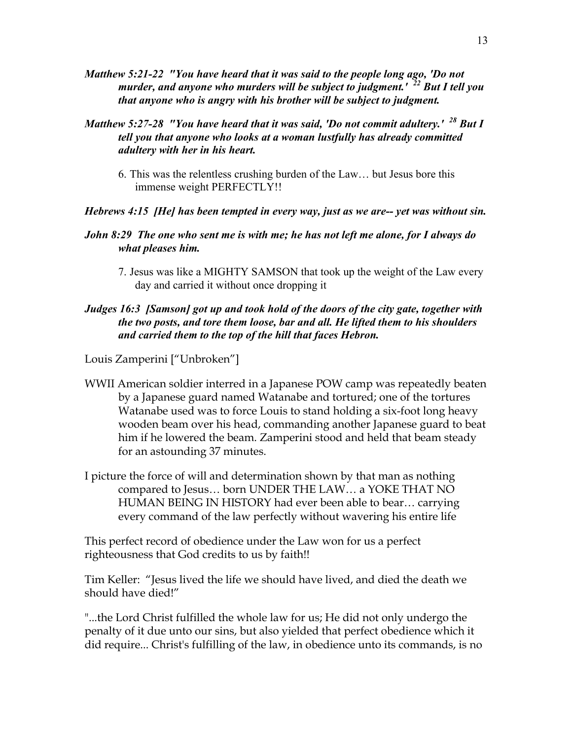***Matthew 5:21-22 "You have heard that it was said to the people long ago, 'Do not murder, and anyone who murders will be subject to judgment.' [22] But I tell you that anyone who is angry with his brother will be subject to judgment.***

***Matthew 5:27-28 "You have heard that it was said, 'Do not commit adultery.' [28] But I tell you that anyone who looks at a woman lustfully has already committed adultery with her in his heart.***

6. This was the relentless crushing burden of the Law… but Jesus bore this immense weight PERFECTLY!!

***Hebrews 4:15 [He] has been tempted in every way, just as we are-- yet was without sin.***

***John 8:29 The one who sent me is with me; he has not left me alone, for I always do what pleases him.***

7. Jesus was like a MIGHTY SAMSON that took up the weight of the Law every day and carried it without once dropping it

***Judges 16:3 [Samson] got up and took hold of the doors of the city gate, together with the two posts, and tore them loose, bar and all. He lifted them to his shoulders and carried them to the top of the hill that faces Hebron.***

Louis Zamperini ["Unbroken"]

WWII American soldier interred in a Japanese POW camp was repeatedly beaten by a Japanese guard named Watanabe and tortured; one of the tortures Watanabe used was to force Louis to stand holding a six-foot long heavy wooden beam over his head, commanding another Japanese guard to beat him if he lowered the beam. Zamperini stood and held that beam steady for an astounding 37 minutes.

I picture the force of will and determination shown by that man as nothing compared to Jesus… born UNDER THE LAW… a YOKE THAT NO HUMAN BEING IN HISTORY had ever been able to bear… carrying every command of the law perfectly without wavering his entire life

This perfect record of obedience under the Law won for us a perfect righteousness that God credits to us by faith!!

Tim Keller: "Jesus lived the life we should have lived, and died the death we should have died!"

"...the Lord Christ fulfilled the whole law for us; He did not only undergo the penalty of it due unto our sins, but also yielded that perfect obedience which it did require... Christ's fulfilling of the law, in obedience unto its commands, is no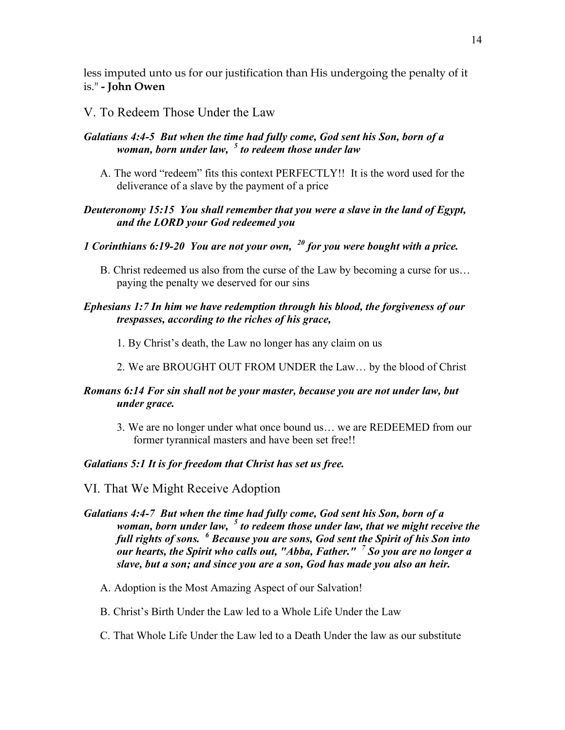less imputed unto us for our justification than His undergoing the penalty of it is." **- John Owen**

## V. To Redeem Those Under the Law

***Galatians 4:4-5 But when the time had fully come, God sent his Son, born of a woman, born under law, [5] to redeem those under law***

A. The word "redeem" fits this context PERFECTLY!! It is the word used for the deliverance of a slave by the payment of a price

***Deuteronomy 15:15 You shall remember that you were a slave in the land of Egypt, and the LORD your God redeemed you***

***1 Corinthians 6:19-20 You are not your own, [20] for you were bought with a price.***

B. Christ redeemed us also from the curse of the Law by becoming a curse for us… paying the penalty we deserved for our sins

***Ephesians 1:7 In him we have redemption through his blood, the forgiveness of our trespasses, according to the riches of his grace,***

1. By Christ's death, the Law no longer has any claim on us
2. We are BROUGHT OUT FROM UNDER the Law… by the blood of Christ

***Romans 6:14 For sin shall not be your master, because you are not under law, but under grace.***

3. We are no longer under what once bound us… we are REDEEMED from our former tyrannical masters and have been set free!!

***Galatians 5:1 It is for freedom that Christ has set us free.***

## VI. That We Might Receive Adoption

***Galatians 4:4-7 But when the time had fully come, God sent his Son, born of a woman, born under law, [5] to redeem those under law, that we might receive the full rights of sons. [6] Because you are sons, God sent the Spirit of his Son into our hearts, the Spirit who calls out, "Abba, Father." [7] So you are no longer a slave, but a son; and since you are a son, God has made you also an heir.***

A. Adoption is the Most Amazing Aspect of our Salvation!

B. Christ's Birth Under the Law led to a Whole Life Under the Law

C. That Whole Life Under the Law led to a Death Under the law as our substitute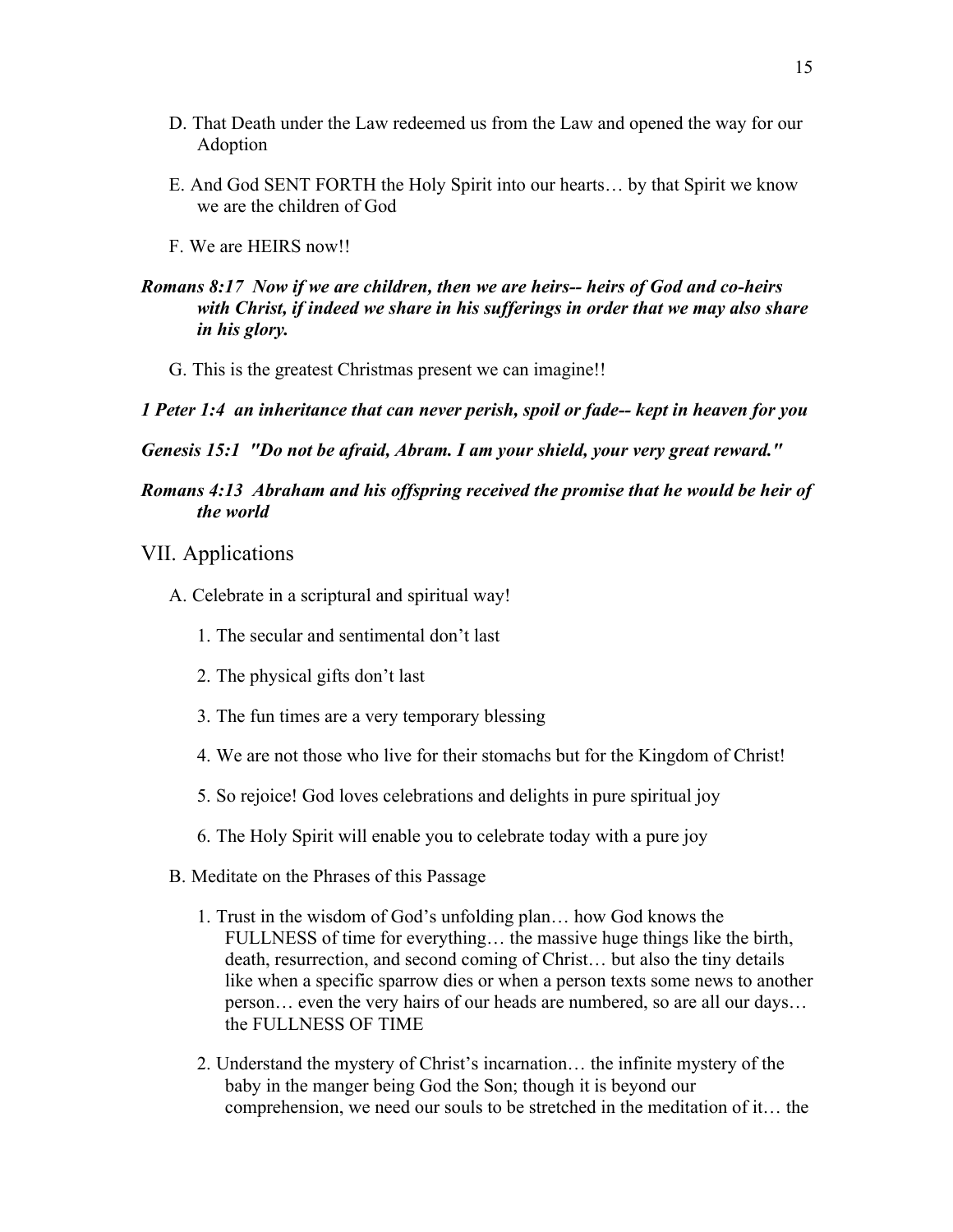D. That Death under the Law redeemed us from the Law and opened the way for our Adoption

E. And God SENT FORTH the Holy Spirit into our hearts… by that Spirit we know we are the children of God

F. We are HEIRS now!!

***Romans 8:17 Now if we are children, then we are heirs-- heirs of God and co-heirs with Christ, if indeed we share in his sufferings in order that we may also share in his glory.***

G. This is the greatest Christmas present we can imagine!!

***1 Peter 1:4 an inheritance that can never perish, spoil or fade-- kept in heaven for you***

***Genesis 15:1 "Do not be afraid, Abram. I am your shield, your very great reward."***

***Romans 4:13 Abraham and his offspring received the promise that he would be heir of the world***

## VII. Applications

A. Celebrate in a scriptural and spiritual way!

1. The secular and sentimental don't last
2. The physical gifts don't last
3. The fun times are a very temporary blessing
4. We are not those who live for their stomachs but for the Kingdom of Christ!
5. So rejoice! God loves celebrations and delights in pure spiritual joy
6. The Holy Spirit will enable you to celebrate today with a pure joy

B. Meditate on the Phrases of this Passage

1. Trust in the wisdom of God's unfolding plan… how God knows the FULLNESS of time for everything… the massive huge things like the birth, death, resurrection, and second coming of Christ… but also the tiny details like when a specific sparrow dies or when a person texts some news to another person… even the very hairs of our heads are numbered, so are all our days… the FULLNESS OF TIME
2. Understand the mystery of Christ's incarnation… the infinite mystery of the baby in the manger being God the Son; though it is beyond our comprehension, we need our souls to be stretched in the meditation of it… the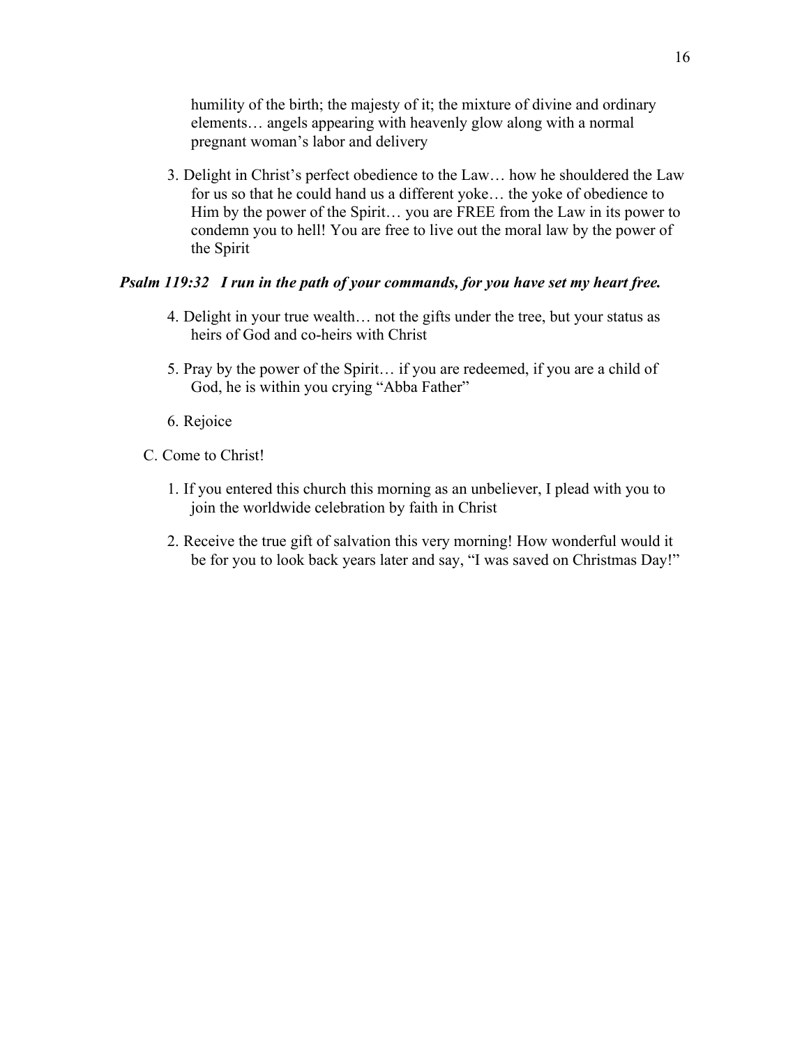humility of the birth; the majesty of it; the mixture of divine and ordinary elements… angels appearing with heavenly glow along with a normal pregnant woman's labor and delivery

3. Delight in Christ's perfect obedience to the Law… how he shouldered the Law for us so that he could hand us a different yoke… the yoke of obedience to Him by the power of the Spirit… you are FREE from the Law in its power to condemn you to hell! You are free to live out the moral law by the power of the Spirit

***Psalm 119:32 I run in the path of your commands, for you have set my heart free.***

4. Delight in your true wealth… not the gifts under the tree, but your status as heirs of God and co-heirs with Christ

5. Pray by the power of the Spirit… if you are redeemed, if you are a child of God, he is within you crying "Abba Father"

6. Rejoice

C. Come to Christ!

1. If you entered this church this morning as an unbeliever, I plead with you to join the worldwide celebration by faith in Christ

2. Receive the true gift of salvation this very morning! How wonderful would it be for you to look back years later and say, "I was saved on Christmas Day!"